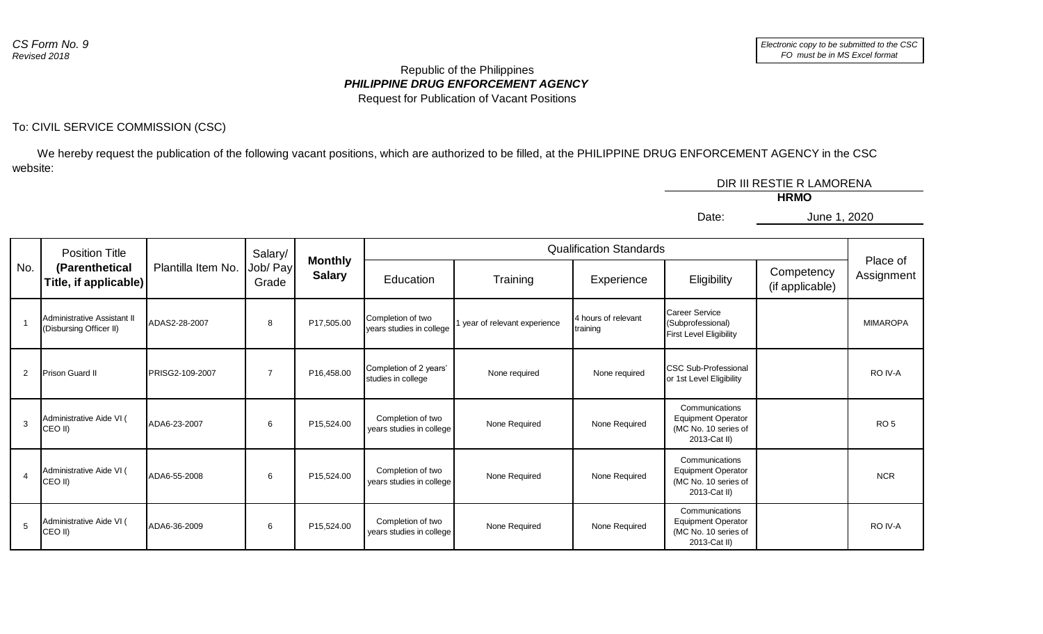*CS Form No. 9*
*Revised 2018*

*Electronic copy to be submitted to the CSC FO must be in MS Excel format*

Republic of the Philippines
***PHILIPPINE DRUG ENFORCEMENT AGENCY***
Request for Publication of Vacant Positions

To: CIVIL SERVICE COMMISSION (CSC)

We hereby request the publication of the following vacant positions, which are authorized to be filled, at the PHILIPPINE DRUG ENFORCEMENT AGENCY in the CSC website:

DIR III RESTIE R LAMORENA
**HRMO**

Date: June 1, 2020

| No. | Position Title **(Parenthetical Title, if applicable)** | Plantilla Item No. | Salary/ Job/ Pay Grade | **Monthly Salary** | Qualification Standards | | | | | Place of Assignment |
|---|---|---|---|---|---|---|---|---|---|---|
| | | | | | Education | Training | Experience | Eligibility | Competency (if applicable) | |
| 1 | Administrative Assistant II (Disbursing Officer II) | ADAS2-28-2007 | 8 | P17,505.00 | Completion of two years studies in college | 1 year of relevant experience | 4 hours of relevant training | Career Service (Subprofessional) First Level Eligibility | | MIMAROPA |
| 2 | Prison Guard II | PRISG2-109-2007 | 7 | P16,458.00 | Completion of 2 years' studies in college | None required | None required | CSC Sub-Professional or 1st Level Eligibility | | RO IV-A |
| 3 | Administrative Aide VI ( CEO II) | ADA6-23-2007 | 6 | P15,524.00 | Completion of two years studies in college | None Required | None Required | Communications Equipment Operator (MC No. 10 series of 2013-Cat II) | | RO 5 |
| 4 | Administrative Aide VI ( CEO II) | ADA6-55-2008 | 6 | P15,524.00 | Completion of two years studies in college | None Required | None Required | Communications Equipment Operator (MC No. 10 series of 2013-Cat II) | | NCR |
| 5 | Administrative Aide VI ( CEO II) | ADA6-36-2009 | 6 | P15,524.00 | Completion of two years studies in college | None Required | None Required | Communications Equipment Operator (MC No. 10 series of 2013-Cat II) | | RO IV-A |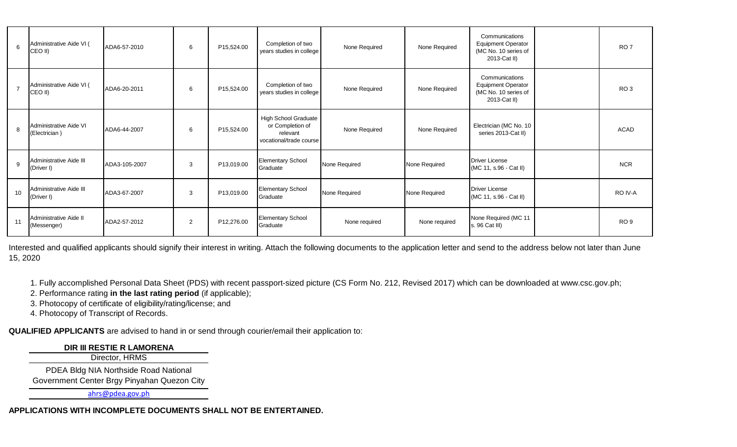| | | | | | | | | | | |
|---|---|---|---|---|---|---|---|---|---|---|
| 6 | Administrative Aide VI ( CEO II) | ADA6-57-2010 | 6 | P15,524.00 | Completion of two years studies in college | None Required | None Required | Communications Equipment Operator (MC No. 10 series of 2013-Cat II) | | RO 7 |
| 7 | Administrative Aide VI ( CEO II) | ADA6-20-2011 | 6 | P15,524.00 | Completion of two years studies in college | None Required | None Required | Communications Equipment Operator (MC No. 10 series of 2013-Cat II) | | RO 3 |
| 8 | Administrative Aide VI (Electrician ) | ADA6-44-2007 | 6 | P15,524.00 | High School Graduate or Completion of relevant vocational/trade course | None Required | None Required | Electrician (MC No. 10 series 2013-Cat II) | | ACAD |
| 9 | Administrative Aide III (Driver I) | ADA3-105-2007 | 3 | P13,019.00 | Elementary School Graduate | None Required | None Required | Driver License (MC 11, s.96 - Cat II) | | NCR |
| 10 | Administrative Aide III (Driver I) | ADA3-67-2007 | 3 | P13,019.00 | Elementary School Graduate | None Required | None Required | Driver License (MC 11, s.96 - Cat II) | | RO IV-A |
| 11 | Administrative Aide II (Messenger) | ADA2-57-2012 | 2 | P12,276.00 | Elementary School Graduate | None required | None required | None Required (MC 11 s. 96 Cat III) | | RO 9 |

Interested and qualified applicants should signify their interest in writing. Attach the following documents to the application letter and send to the address below not later than June 15, 2020

1. Fully accomplished Personal Data Sheet (PDS) with recent passport-sized picture (CS Form No. 212, Revised 2017) which can be downloaded at www.csc.gov.ph;
2. Performance rating **in the last rating period** (if applicable);
3. Photocopy of certificate of eligibility/rating/license; and
4. Photocopy of Transcript of Records.

**QUALIFIED APPLICANTS** are advised to hand in or send through courier/email their application to:

**DIR III RESTIE R LAMORENA**
Director, HRMS
PDEA Bldg NIA Northside Road National Government Center Brgy Pinyahan Quezon City
ahrs@pdea.gov.ph

**APPLICATIONS WITH INCOMPLETE DOCUMENTS SHALL NOT BE ENTERTAINED.**